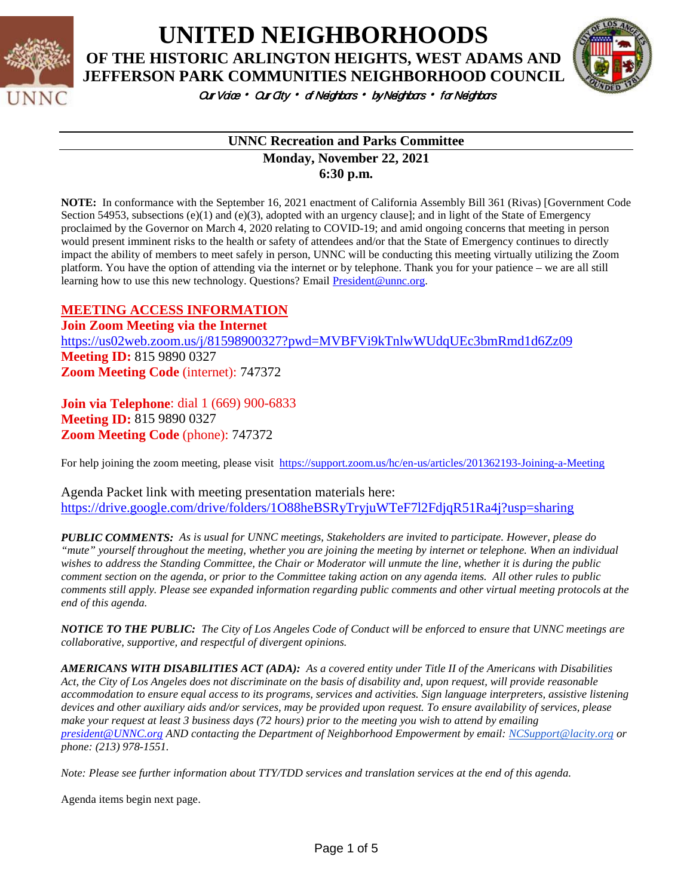# UNITED NEIGHBORHOODS

## OF THE HISTORIC ARLINGTON HEIGHTS, WEST ADAMS AND JEFFERSON PARK COMMUNITIES NEIGHBORHOOD COUNCIL

*Our Voice • Our City • of Neighbors • by Neighbors • for Neighbors*

---

**UNNC Recreation and Parks Committee**

**Monday, November 22, 2021**
**6:30 p.m.**

**NOTE:** In conformance with the September 16, 2021 enactment of California Assembly Bill 361 (Rivas) [Government Code Section 54953, subsections (e)(1) and (e)(3), adopted with an urgency clause]; and in light of the State of Emergency proclaimed by the Governor on March 4, 2020 relating to COVID-19; and amid ongoing concerns that meeting in person would present imminent risks to the health or safety of attendees and/or that the State of Emergency continues to directly impact the ability of members to meet safely in person, UNNC will be conducting this meeting virtually utilizing the Zoom platform. You have the option of attending via the internet or by telephone. Thank you for your patience – we are all still learning how to use this new technology. Questions? Email President@unnc.org.

**MEETING ACCESS INFORMATION**

**Join Zoom Meeting via the Internet**
https://us02web.zoom.us/j/81598900327?pwd=MVBFVi9kTnlwWUdqUEc3bmRmd1d6Zz09
**Meeting ID:** 815 9890 0327
**Zoom Meeting Code** (internet): 747372

**Join via Telephone**: dial 1 (669) 900-6833
**Meeting ID:** 815 9890 0327
**Zoom Meeting Code** (phone): 747372

For help joining the zoom meeting, please visit https://support.zoom.us/hc/en-us/articles/201362193-Joining-a-Meeting

Agenda Packet link with meeting presentation materials here:
https://drive.google.com/drive/folders/1O88heBSRyTryjuWTeF7l2FdjqR51Ra4j?usp=sharing

***PUBLIC COMMENTS:*** *As is usual for UNNC meetings, Stakeholders are invited to participate. However, please do "mute" yourself throughout the meeting, whether you are joining the meeting by internet or telephone. When an individual wishes to address the Standing Committee, the Chair or Moderator will unmute the line, whether it is during the public comment section on the agenda, or prior to the Committee taking action on any agenda items. All other rules to public comments still apply. Please see expanded information regarding public comments and other virtual meeting protocols at the end of this agenda.*

***NOTICE TO THE PUBLIC:*** *The City of Los Angeles Code of Conduct will be enforced to ensure that UNNC meetings are collaborative, supportive, and respectful of divergent opinions.*

***AMERICANS WITH DISABILITIES ACT (ADA):*** *As a covered entity under Title II of the Americans with Disabilities Act, the City of Los Angeles does not discriminate on the basis of disability and, upon request, will provide reasonable accommodation to ensure equal access to its programs, services and activities. Sign language interpreters, assistive listening devices and other auxiliary aids and/or services, may be provided upon request. To ensure availability of services, please make your request at least 3 business days (72 hours) prior to the meeting you wish to attend by emailing president@UNNC.org AND contacting the Department of Neighborhood Empowerment by email: NCSupport@lacity.org or phone: (213) 978-1551.*

*Note: Please see further information about TTY/TDD services and translation services at the end of this agenda.*

Agenda items begin next page.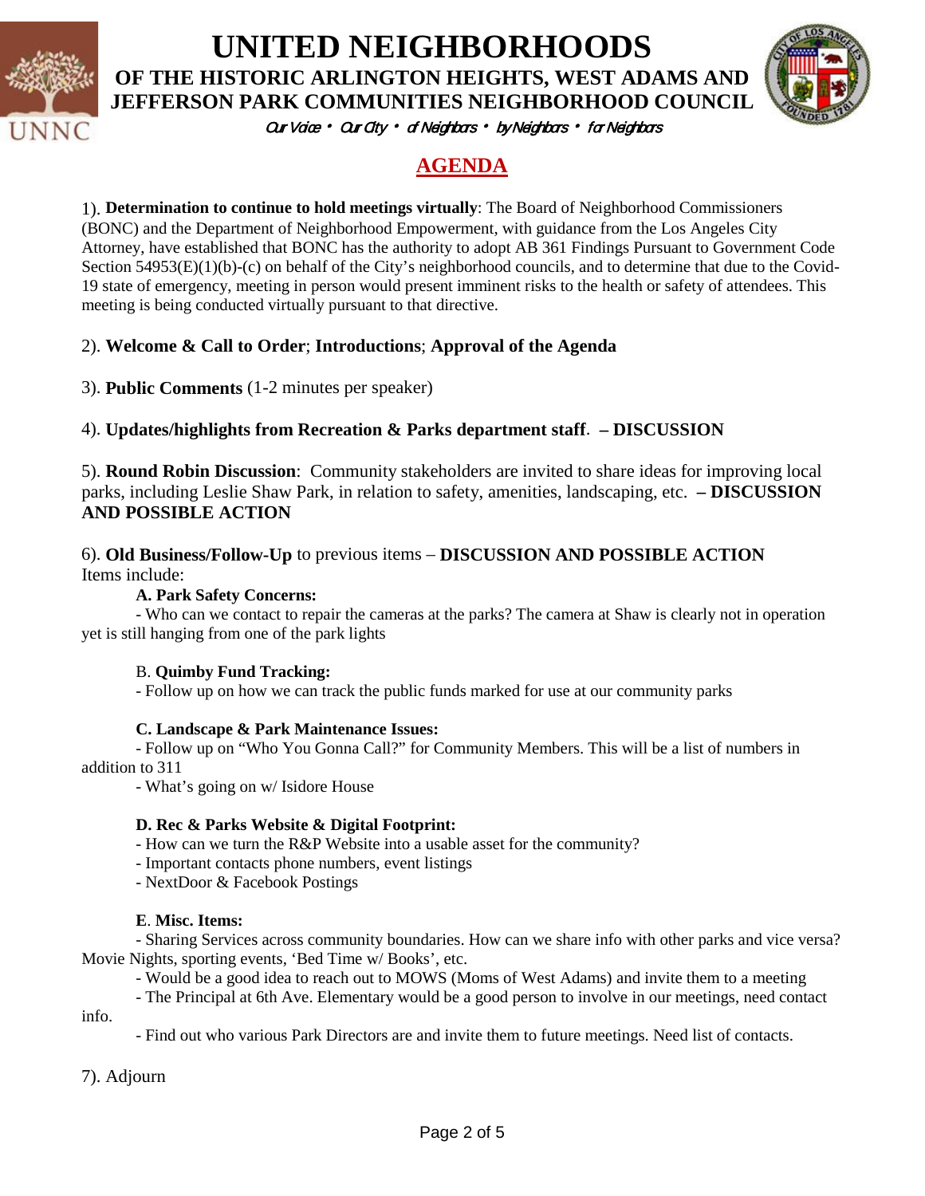# UNITED NEIGHBORHOODS

## OF THE HISTORIC ARLINGTON HEIGHTS, WEST ADAMS AND JEFFERSON PARK COMMUNITIES NEIGHBORHOOD COUNCIL

*Our Voice • Our City • of Neighbors • by Neighbors • for Neighbors*

## AGENDA

1). **Determination to continue to hold meetings virtually**: The Board of Neighborhood Commissioners (BONC) and the Department of Neighborhood Empowerment, with guidance from the Los Angeles City Attorney, have established that BONC has the authority to adopt AB 361 Findings Pursuant to Government Code Section 54953(E)(1)(b)-(c) on behalf of the City's neighborhood councils, and to determine that due to the Covid-19 state of emergency, meeting in person would present imminent risks to the health or safety of attendees. This meeting is being conducted virtually pursuant to that directive.

2). **Welcome & Call to Order**; **Introductions**; **Approval of the Agenda**

3). **Public Comments** (1-2 minutes per speaker)

4). **Updates/highlights from Recreation & Parks department staff**. **– DISCUSSION**

5). **Round Robin Discussion**: Community stakeholders are invited to share ideas for improving local parks, including Leslie Shaw Park, in relation to safety, amenities, landscaping, etc. **– DISCUSSION AND POSSIBLE ACTION**

6). **Old Business/Follow-Up** to previous items – **DISCUSSION AND POSSIBLE ACTION**
Items include:

**A. Park Safety Concerns:**

- Who can we contact to repair the cameras at the parks? The camera at Shaw is clearly not in operation yet is still hanging from one of the park lights

B. **Quimby Fund Tracking:**

- Follow up on how we can track the public funds marked for use at our community parks

**C. Landscape & Park Maintenance Issues:**

- Follow up on "Who You Gonna Call?" for Community Members. This will be a list of numbers in addition to 311
- What's going on w/ Isidore House

**D. Rec & Parks Website & Digital Footprint:**

- How can we turn the R&P Website into a usable asset for the community?
- Important contacts phone numbers, event listings
- NextDoor & Facebook Postings

**E**. **Misc. Items:**

- Sharing Services across community boundaries. How can we share info with other parks and vice versa? Movie Nights, sporting events, 'Bed Time w/ Books', etc.
- Would be a good idea to reach out to MOWS (Moms of West Adams) and invite them to a meeting
- The Principal at 6th Ave. Elementary would be a good person to involve in our meetings, need contact info.
- Find out who various Park Directors are and invite them to future meetings. Need list of contacts.

7). Adjourn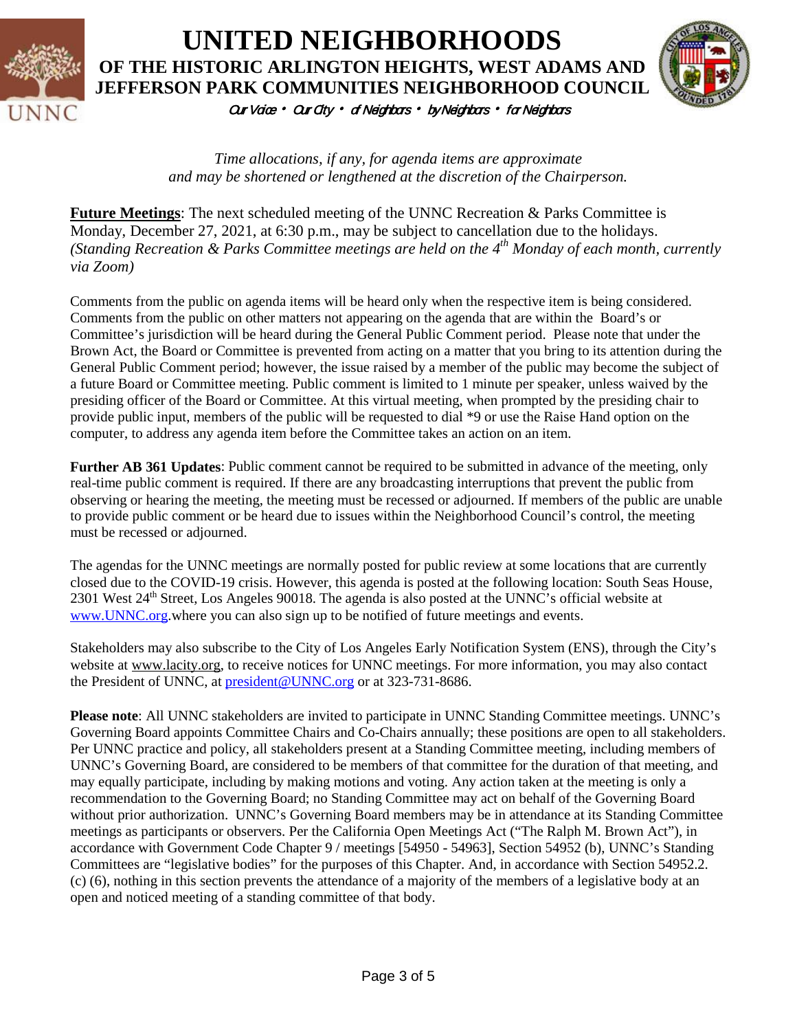# UNITED NEIGHBORHOODS
## OF THE HISTORIC ARLINGTON HEIGHTS, WEST ADAMS AND JEFFERSON PARK COMMUNITIES NEIGHBORHOOD COUNCIL

*Our Voice • Our City • of Neighbors • by Neighbors • for Neighbors*

*Time allocations, if any, for agenda items are approximate and may be shortened or lengthened at the discretion of the Chairperson.*

**Future Meetings**: The next scheduled meeting of the UNNC Recreation & Parks Committee is Monday, December 27, 2021, at 6:30 p.m., may be subject to cancellation due to the holidays. *(Standing Recreation & Parks Committee meetings are held on the 4th Monday of each month, currently via Zoom)*

Comments from the public on agenda items will be heard only when the respective item is being considered. Comments from the public on other matters not appearing on the agenda that are within the Board's or Committee's jurisdiction will be heard during the General Public Comment period. Please note that under the Brown Act, the Board or Committee is prevented from acting on a matter that you bring to its attention during the General Public Comment period; however, the issue raised by a member of the public may become the subject of a future Board or Committee meeting. Public comment is limited to 1 minute per speaker, unless waived by the presiding officer of the Board or Committee. At this virtual meeting, when prompted by the presiding chair to provide public input, members of the public will be requested to dial *9 or use the Raise Hand option on the computer, to address any agenda item before the Committee takes an action on an item.

**Further AB 361 Updates**: Public comment cannot be required to be submitted in advance of the meeting, only real-time public comment is required. If there are any broadcasting interruptions that prevent the public from observing or hearing the meeting, the meeting must be recessed or adjourned. If members of the public are unable to provide public comment or be heard due to issues within the Neighborhood Council's control, the meeting must be recessed or adjourned.

The agendas for the UNNC meetings are normally posted for public review at some locations that are currently closed due to the COVID-19 crisis. However, this agenda is posted at the following location: South Seas House, 2301 West 24th Street, Los Angeles 90018. The agenda is also posted at the UNNC's official website at www.UNNC.org.where you can also sign up to be notified of future meetings and events.

Stakeholders may also subscribe to the City of Los Angeles Early Notification System (ENS), through the City's website at www.lacity.org, to receive notices for UNNC meetings. For more information, you may also contact the President of UNNC, at president@UNNC.org or at 323-731-8686.

**Please note**: All UNNC stakeholders are invited to participate in UNNC Standing Committee meetings. UNNC's Governing Board appoints Committee Chairs and Co-Chairs annually; these positions are open to all stakeholders. Per UNNC practice and policy, all stakeholders present at a Standing Committee meeting, including members of UNNC's Governing Board, are considered to be members of that committee for the duration of that meeting, and may equally participate, including by making motions and voting. Any action taken at the meeting is only a recommendation to the Governing Board; no Standing Committee may act on behalf of the Governing Board without prior authorization. UNNC's Governing Board members may be in attendance at its Standing Committee meetings as participants or observers. Per the California Open Meetings Act ("The Ralph M. Brown Act"), in accordance with Government Code Chapter 9 / meetings [54950 - 54963], Section 54952 (b), UNNC's Standing Committees are "legislative bodies" for the purposes of this Chapter. And, in accordance with Section 54952.2. (c) (6), nothing in this section prevents the attendance of a majority of the members of a legislative body at an open and noticed meeting of a standing committee of that body.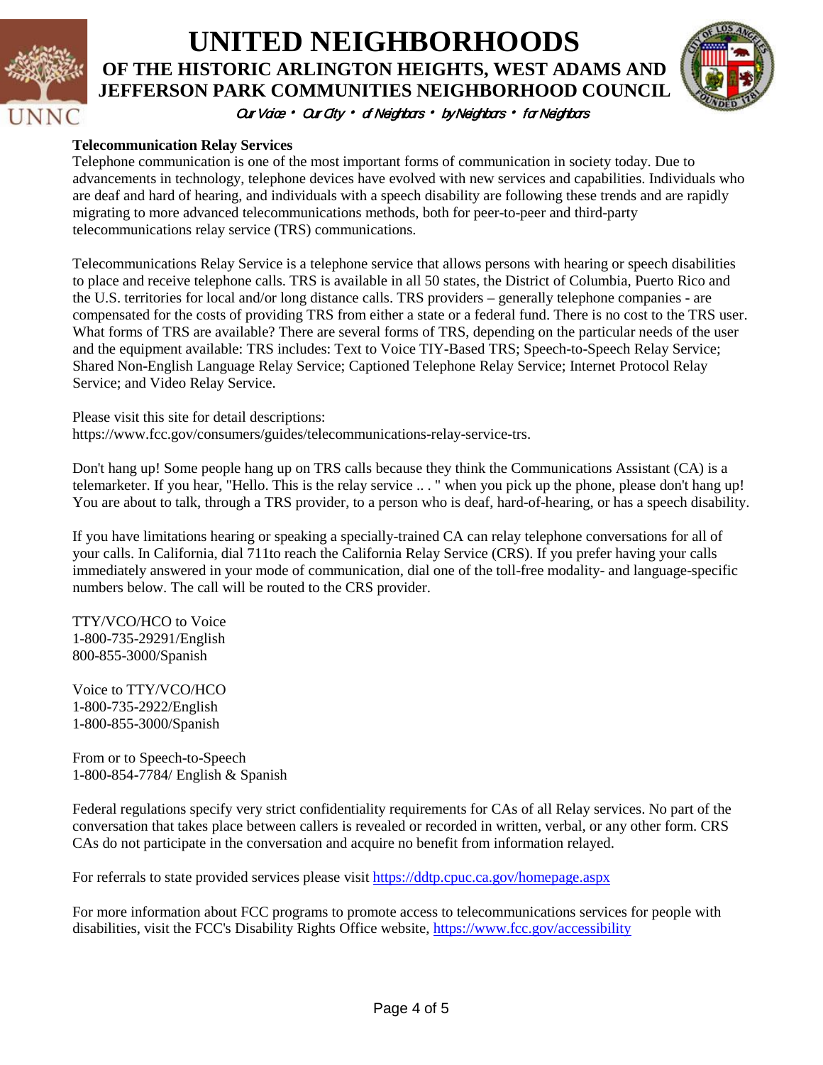**Telecommunication Relay Services**

Telephone communication is one of the most important forms of communication in society today. Due to advancements in technology, telephone devices have evolved with new services and capabilities. Individuals who are deaf and hard of hearing, and individuals with a speech disability are following these trends and are rapidly migrating to more advanced telecommunications methods, both for peer-to-peer and third-party telecommunications relay service (TRS) communications.

Telecommunications Relay Service is a telephone service that allows persons with hearing or speech disabilities to place and receive telephone calls. TRS is available in all 50 states, the District of Columbia, Puerto Rico and the U.S. territories for local and/or long distance calls. TRS providers – generally telephone companies - are compensated for the costs of providing TRS from either a state or a federal fund. There is no cost to the TRS user. What forms of TRS are available? There are several forms of TRS, depending on the particular needs of the user and the equipment available: TRS includes: Text to Voice TIY-Based TRS; Speech-to-Speech Relay Service; Shared Non-English Language Relay Service; Captioned Telephone Relay Service; Internet Protocol Relay Service; and Video Relay Service.

Please visit this site for detail descriptions:
https://www.fcc.gov/consumers/guides/telecommunications-relay-service-trs.

Don't hang up! Some people hang up on TRS calls because they think the Communications Assistant (CA) is a telemarketer. If you hear, "Hello. This is the relay service .. . " when you pick up the phone, please don't hang up! You are about to talk, through a TRS provider, to a person who is deaf, hard-of-hearing, or has a speech disability.

If you have limitations hearing or speaking a specially-trained CA can relay telephone conversations for all of your calls. In California, dial 711to reach the California Relay Service (CRS). If you prefer having your calls immediately answered in your mode of communication, dial one of the toll-free modality- and language-specific numbers below. The call will be routed to the CRS provider.

TTY/VCO/HCO to Voice
1-800-735-29291/English
800-855-3000/Spanish

Voice to TTY/VCO/HCO
1-800-735-2922/English
1-800-855-3000/Spanish

From or to Speech-to-Speech
1-800-854-7784/ English & Spanish

Federal regulations specify very strict confidentiality requirements for CAs of all Relay services. No part of the conversation that takes place between callers is revealed or recorded in written, verbal, or any other form. CRS CAs do not participate in the conversation and acquire no benefit from information relayed.

For referrals to state provided services please visit https://ddtp.cpuc.ca.gov/homepage.aspx

For more information about FCC programs to promote access to telecommunications services for people with disabilities, visit the FCC's Disability Rights Office website, https://www.fcc.gov/accessibility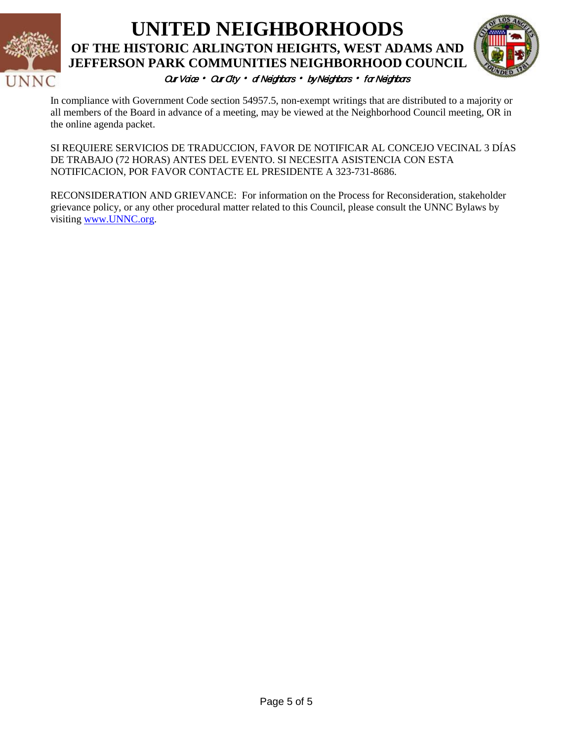In compliance with Government Code section 54957.5, non-exempt writings that are distributed to a majority or all members of the Board in advance of a meeting, may be viewed at the Neighborhood Council meeting, OR in the online agenda packet.

SI REQUIERE SERVICIOS DE TRADUCCION, FAVOR DE NOTIFICAR AL CONCEJO VECINAL 3 DÍAS DE TRABAJO (72 HORAS) ANTES DEL EVENTO. SI NECESITA ASISTENCIA CON ESTA NOTIFICACION, POR FAVOR CONTACTE EL PRESIDENTE A 323-731-8686.

RECONSIDERATION AND GRIEVANCE: For information on the Process for Reconsideration, stakeholder grievance policy, or any other procedural matter related to this Council, please consult the UNNC Bylaws by visiting [www.UNNC.org](http://www.UNNC.org).